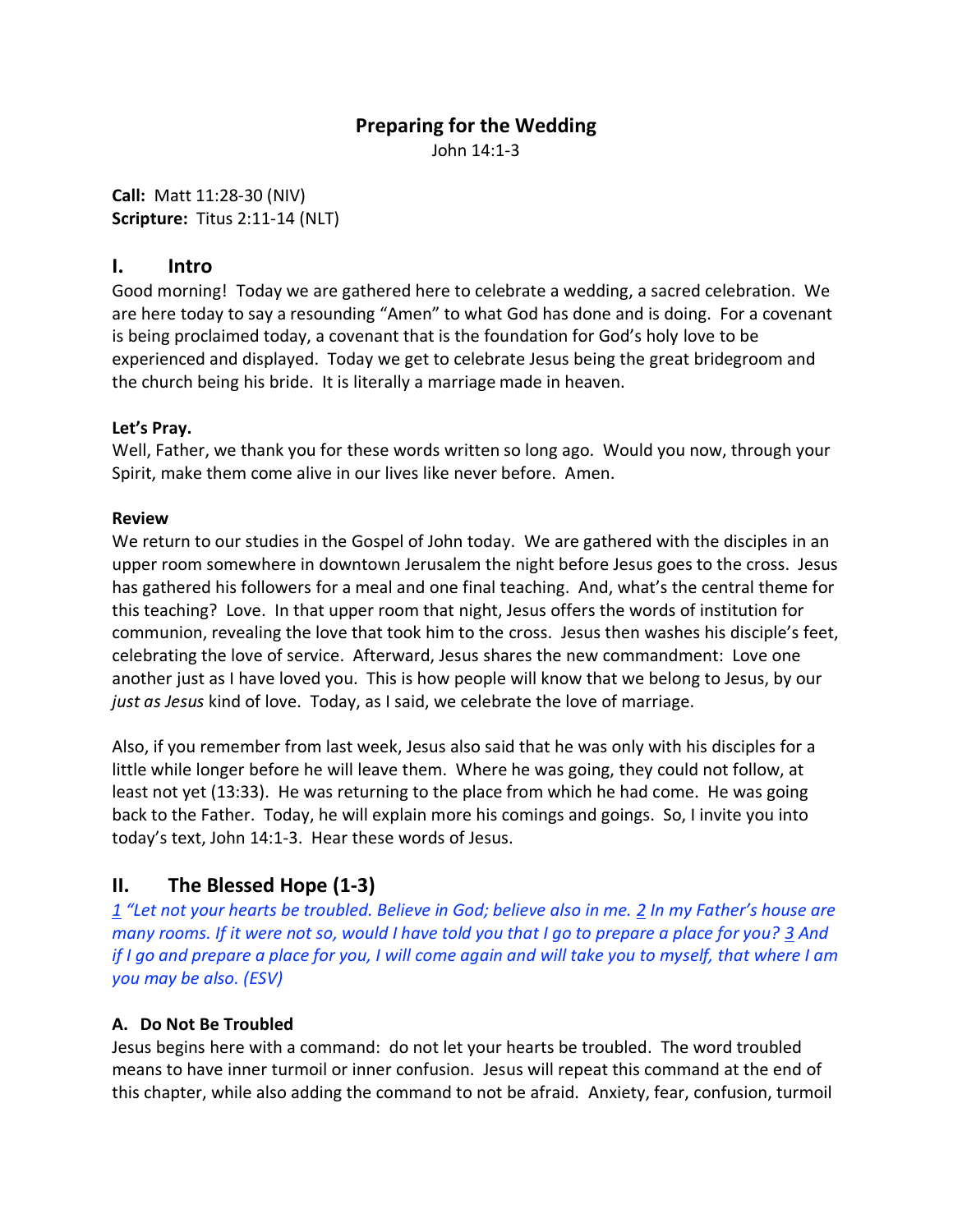# Preparing for the Wedding

John 14:1-3

**Call:** Matt 11:28-30 (NIV)
**Scripture:** Titus 2:11-14 (NLT)

## I. Intro

Good morning! Today we are gathered here to celebrate a wedding, a sacred celebration. We are here today to say a resounding "Amen" to what God has done and is doing. For a covenant is being proclaimed today, a covenant that is the foundation for God's holy love to be experienced and displayed. Today we get to celebrate Jesus being the great bridegroom and the church being his bride. It is literally a marriage made in heaven.

**Let's Pray.**
Well, Father, we thank you for these words written so long ago. Would you now, through your Spirit, make them come alive in our lives like never before. Amen.

**Review**
We return to our studies in the Gospel of John today. We are gathered with the disciples in an upper room somewhere in downtown Jerusalem the night before Jesus goes to the cross. Jesus has gathered his followers for a meal and one final teaching. And, what's the central theme for this teaching? Love. In that upper room that night, Jesus offers the words of institution for communion, revealing the love that took him to the cross. Jesus then washes his disciple's feet, celebrating the love of service. Afterward, Jesus shares the new commandment: Love one another just as I have loved you. This is how people will know that we belong to Jesus, by our *just as Jesus* kind of love. Today, as I said, we celebrate the love of marriage.

Also, if you remember from last week, Jesus also said that he was only with his disciples for a little while longer before he will leave them. Where he was going, they could not follow, at least not yet (13:33). He was returning to the place from which he had come. He was going back to the Father. Today, he will explain more his comings and goings. So, I invite you into today's text, John 14:1-3. Hear these words of Jesus.

## II. The Blessed Hope (1-3)

*1 "Let not your hearts be troubled. Believe in God; believe also in me. 2 In my Father's house are many rooms. If it were not so, would I have told you that I go to prepare a place for you? 3 And if I go and prepare a place for you, I will come again and will take you to myself, that where I am you may be also. (ESV)*

### A. Do Not Be Troubled

Jesus begins here with a command: do not let your hearts be troubled. The word troubled means to have inner turmoil or inner confusion. Jesus will repeat this command at the end of this chapter, while also adding the command to not be afraid. Anxiety, fear, confusion, turmoil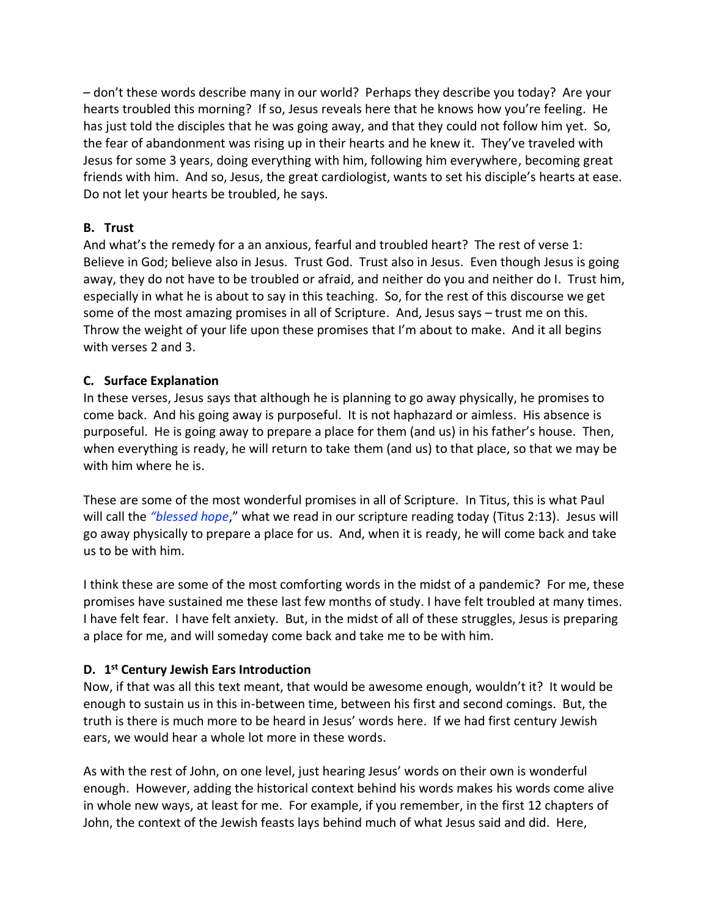– don't these words describe many in our world? Perhaps they describe you today? Are your hearts troubled this morning? If so, Jesus reveals here that he knows how you're feeling. He has just told the disciples that he was going away, and that they could not follow him yet. So, the fear of abandonment was rising up in their hearts and he knew it. They've traveled with Jesus for some 3 years, doing everything with him, following him everywhere, becoming great friends with him. And so, Jesus, the great cardiologist, wants to set his disciple's hearts at ease. Do not let your hearts be troubled, he says.

**B. Trust**

And what's the remedy for a an anxious, fearful and troubled heart? The rest of verse 1: Believe in God; believe also in Jesus. Trust God. Trust also in Jesus. Even though Jesus is going away, they do not have to be troubled or afraid, and neither do you and neither do I. Trust him, especially in what he is about to say in this teaching. So, for the rest of this discourse we get some of the most amazing promises in all of Scripture. And, Jesus says – trust me on this. Throw the weight of your life upon these promises that I'm about to make. And it all begins with verses 2 and 3.

**C. Surface Explanation**

In these verses, Jesus says that although he is planning to go away physically, he promises to come back. And his going away is purposeful. It is not haphazard or aimless. His absence is purposeful. He is going away to prepare a place for them (and us) in his father's house. Then, when everything is ready, he will return to take them (and us) to that place, so that we may be with him where he is.

These are some of the most wonderful promises in all of Scripture. In Titus, this is what Paul will call the *"blessed hope*," what we read in our scripture reading today (Titus 2:13). Jesus will go away physically to prepare a place for us. And, when it is ready, he will come back and take us to be with him.

I think these are some of the most comforting words in the midst of a pandemic? For me, these promises have sustained me these last few months of study. I have felt troubled at many times. I have felt fear. I have felt anxiety. But, in the midst of all of these struggles, Jesus is preparing a place for me, and will someday come back and take me to be with him.

**D. 1st Century Jewish Ears Introduction**

Now, if that was all this text meant, that would be awesome enough, wouldn't it? It would be enough to sustain us in this in-between time, between his first and second comings. But, the truth is there is much more to be heard in Jesus' words here. If we had first century Jewish ears, we would hear a whole lot more in these words.

As with the rest of John, on one level, just hearing Jesus' words on their own is wonderful enough. However, adding the historical context behind his words makes his words come alive in whole new ways, at least for me. For example, if you remember, in the first 12 chapters of John, the context of the Jewish feasts lays behind much of what Jesus said and did. Here,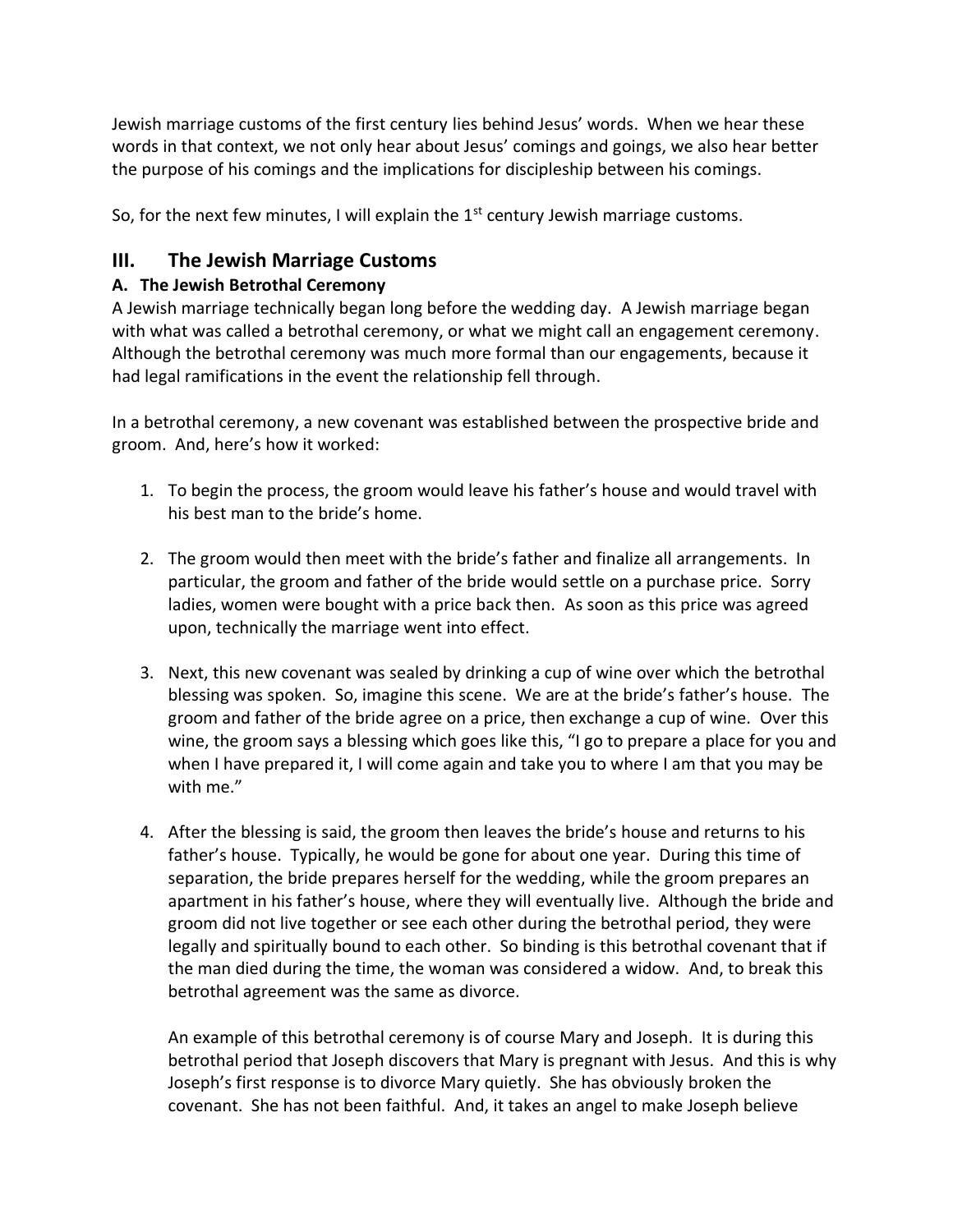Jewish marriage customs of the first century lies behind Jesus' words. When we hear these words in that context, we not only hear about Jesus' comings and goings, we also hear better the purpose of his comings and the implications for discipleship between his comings.

So, for the next few minutes, I will explain the 1st century Jewish marriage customs.

## III. The Jewish Marriage Customs

### A. The Jewish Betrothal Ceremony

A Jewish marriage technically began long before the wedding day. A Jewish marriage began with what was called a betrothal ceremony, or what we might call an engagement ceremony. Although the betrothal ceremony was much more formal than our engagements, because it had legal ramifications in the event the relationship fell through.

In a betrothal ceremony, a new covenant was established between the prospective bride and groom. And, here's how it worked:

1. To begin the process, the groom would leave his father's house and would travel with his best man to the bride's home.

2. The groom would then meet with the bride's father and finalize all arrangements. In particular, the groom and father of the bride would settle on a purchase price. Sorry ladies, women were bought with a price back then. As soon as this price was agreed upon, technically the marriage went into effect.

3. Next, this new covenant was sealed by drinking a cup of wine over which the betrothal blessing was spoken. So, imagine this scene. We are at the bride's father's house. The groom and father of the bride agree on a price, then exchange a cup of wine. Over this wine, the groom says a blessing which goes like this, "I go to prepare a place for you and when I have prepared it, I will come again and take you to where I am that you may be with me."

4. After the blessing is said, the groom then leaves the bride's house and returns to his father's house. Typically, he would be gone for about one year. During this time of separation, the bride prepares herself for the wedding, while the groom prepares an apartment in his father's house, where they will eventually live. Although the bride and groom did not live together or see each other during the betrothal period, they were legally and spiritually bound to each other. So binding is this betrothal covenant that if the man died during the time, the woman was considered a widow. And, to break this betrothal agreement was the same as divorce.

   An example of this betrothal ceremony is of course Mary and Joseph. It is during this betrothal period that Joseph discovers that Mary is pregnant with Jesus. And this is why Joseph's first response is to divorce Mary quietly. She has obviously broken the covenant. She has not been faithful. And, it takes an angel to make Joseph believe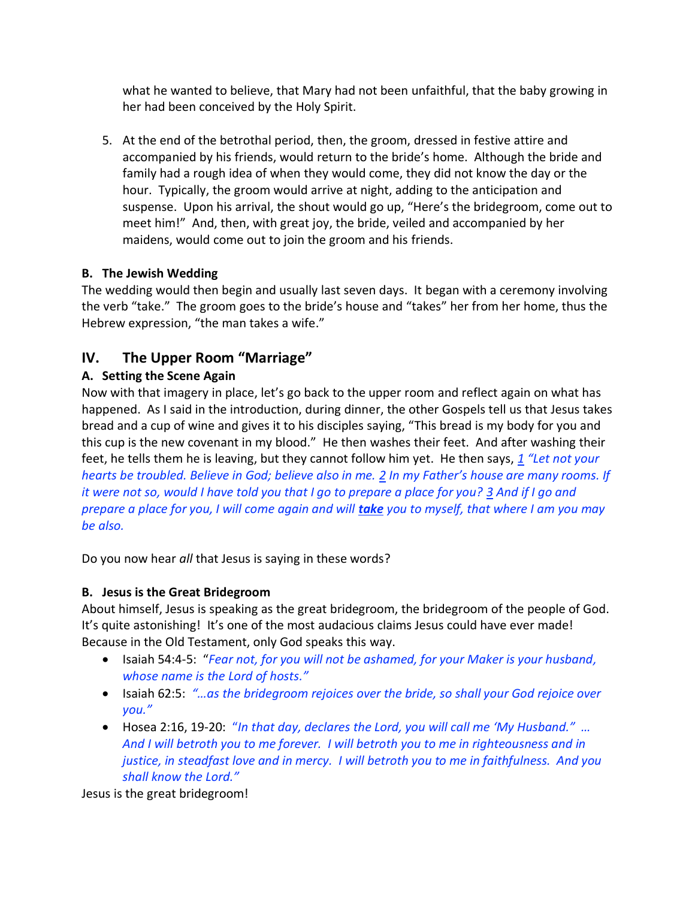what he wanted to believe, that Mary had not been unfaithful, that the baby growing in her had been conceived by the Holy Spirit.

5. At the end of the betrothal period, then, the groom, dressed in festive attire and accompanied by his friends, would return to the bride's home. Although the bride and family had a rough idea of when they would come, they did not know the day or the hour. Typically, the groom would arrive at night, adding to the anticipation and suspense. Upon his arrival, the shout would go up, "Here's the bridegroom, come out to meet him!" And, then, with great joy, the bride, veiled and accompanied by her maidens, would come out to join the groom and his friends.

### B. The Jewish Wedding

The wedding would then begin and usually last seven days. It began with a ceremony involving the verb "take." The groom goes to the bride's house and "takes" her from her home, thus the Hebrew expression, "the man takes a wife."

## IV. The Upper Room "Marriage"

### A. Setting the Scene Again

Now with that imagery in place, let's go back to the upper room and reflect again on what has happened. As I said in the introduction, during dinner, the other Gospels tell us that Jesus takes bread and a cup of wine and gives it to his disciples saying, "This bread is my body for you and this cup is the new covenant in my blood." He then washes their feet. And after washing their feet, he tells them he is leaving, but they cannot follow him yet. He then says, *1 "Let not your hearts be troubled. Believe in God; believe also in me. 2 In my Father's house are many rooms. If it were not so, would I have told you that I go to prepare a place for you? 3 And if I go and prepare a place for you, I will come again and will **take** you to myself, that where I am you may be also.*

Do you now hear *all* that Jesus is saying in these words?

### B. Jesus is the Great Bridegroom

About himself, Jesus is speaking as the great bridegroom, the bridegroom of the people of God. It's quite astonishing! It's one of the most audacious claims Jesus could have ever made! Because in the Old Testament, only God speaks this way.

- Isaiah 54:4-5: "*Fear not, for you will not be ashamed, for your Maker is your husband, whose name is the Lord of hosts."*
- Isaiah 62:5: *"…as the bridegroom rejoices over the bride, so shall your God rejoice over you."*
- Hosea 2:16, 19-20: *"In that day, declares the Lord, you will call me 'My Husband." … And I will betroth you to me forever. I will betroth you to me in righteousness and in justice, in steadfast love and in mercy. I will betroth you to me in faithfulness. And you shall know the Lord."*

Jesus is the great bridegroom!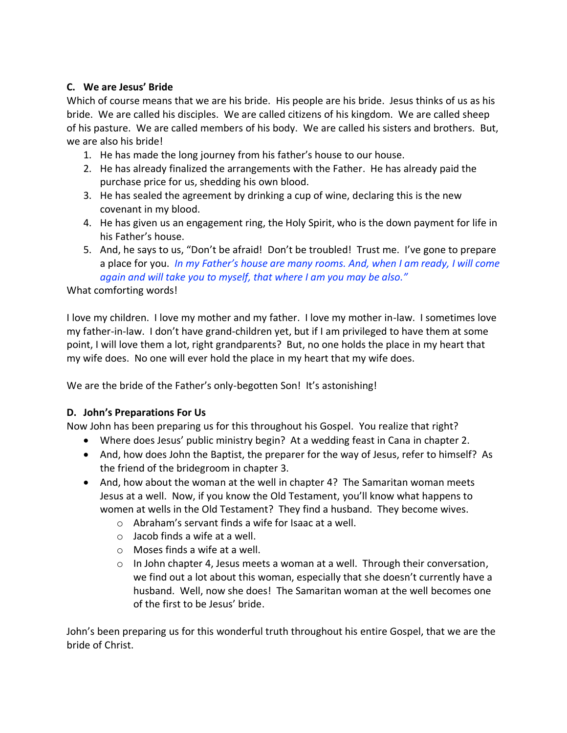### C. We are Jesus' Bride

Which of course means that we are his bride. His people are his bride. Jesus thinks of us as his bride. We are called his disciples. We are called citizens of his kingdom. We are called sheep of his pasture. We are called members of his body. We are called his sisters and brothers. But, we are also his bride!

1. He has made the long journey from his father's house to our house.
2. He has already finalized the arrangements with the Father. He has already paid the purchase price for us, shedding his own blood.
3. He has sealed the agreement by drinking a cup of wine, declaring this is the new covenant in my blood.
4. He has given us an engagement ring, the Holy Spirit, who is the down payment for life in his Father's house.
5. And, he says to us, "Don't be afraid! Don't be troubled! Trust me. I've gone to prepare a place for you. *In my Father's house are many rooms. And, when I am ready, I will come again and will take you to myself, that where I am you may be also."*

What comforting words!

I love my children. I love my mother and my father. I love my mother in-law. I sometimes love my father-in-law. I don't have grand-children yet, but if I am privileged to have them at some point, I will love them a lot, right grandparents? But, no one holds the place in my heart that my wife does. No one will ever hold the place in my heart that my wife does.

We are the bride of the Father's only-begotten Son! It's astonishing!

### D. John's Preparations For Us

Now John has been preparing us for this throughout his Gospel. You realize that right?

- Where does Jesus' public ministry begin? At a wedding feast in Cana in chapter 2.
- And, how does John the Baptist, the preparer for the way of Jesus, refer to himself? As the friend of the bridegroom in chapter 3.
- And, how about the woman at the well in chapter 4? The Samaritan woman meets Jesus at a well. Now, if you know the Old Testament, you'll know what happens to women at wells in the Old Testament? They find a husband. They become wives.
  - Abraham's servant finds a wife for Isaac at a well.
  - Jacob finds a wife at a well.
  - Moses finds a wife at a well.
  - In John chapter 4, Jesus meets a woman at a well. Through their conversation, we find out a lot about this woman, especially that she doesn't currently have a husband. Well, now she does! The Samaritan woman at the well becomes one of the first to be Jesus' bride.

John's been preparing us for this wonderful truth throughout his entire Gospel, that we are the bride of Christ.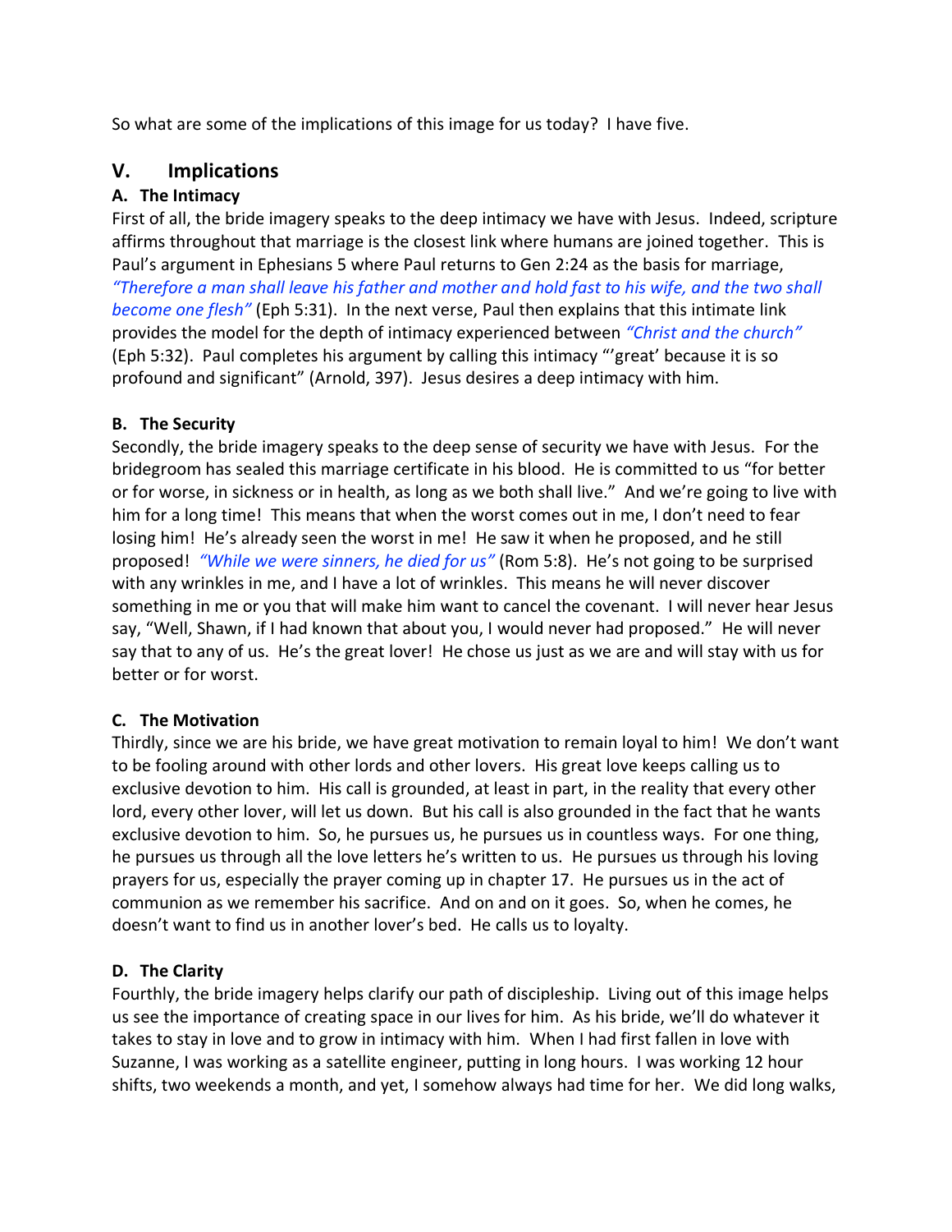So what are some of the implications of this image for us today? I have five.

## V. Implications

### A. The Intimacy

First of all, the bride imagery speaks to the deep intimacy we have with Jesus. Indeed, scripture affirms throughout that marriage is the closest link where humans are joined together. This is Paul's argument in Ephesians 5 where Paul returns to Gen 2:24 as the basis for marriage, *"Therefore a man shall leave his father and mother and hold fast to his wife, and the two shall become one flesh"* (Eph 5:31). In the next verse, Paul then explains that this intimate link provides the model for the depth of intimacy experienced between *"Christ and the church"* (Eph 5:32). Paul completes his argument by calling this intimacy "'great' because it is so profound and significant" (Arnold, 397). Jesus desires a deep intimacy with him.

### B. The Security

Secondly, the bride imagery speaks to the deep sense of security we have with Jesus. For the bridegroom has sealed this marriage certificate in his blood. He is committed to us "for better or for worse, in sickness or in health, as long as we both shall live." And we're going to live with him for a long time! This means that when the worst comes out in me, I don't need to fear losing him! He's already seen the worst in me! He saw it when he proposed, and he still proposed! *"While we were sinners, he died for us"* (Rom 5:8). He's not going to be surprised with any wrinkles in me, and I have a lot of wrinkles. This means he will never discover something in me or you that will make him want to cancel the covenant. I will never hear Jesus say, "Well, Shawn, if I had known that about you, I would never had proposed." He will never say that to any of us. He's the great lover! He chose us just as we are and will stay with us for better or for worst.

### C. The Motivation

Thirdly, since we are his bride, we have great motivation to remain loyal to him! We don't want to be fooling around with other lords and other lovers. His great love keeps calling us to exclusive devotion to him. His call is grounded, at least in part, in the reality that every other lord, every other lover, will let us down. But his call is also grounded in the fact that he wants exclusive devotion to him. So, he pursues us, he pursues us in countless ways. For one thing, he pursues us through all the love letters he's written to us. He pursues us through his loving prayers for us, especially the prayer coming up in chapter 17. He pursues us in the act of communion as we remember his sacrifice. And on and on it goes. So, when he comes, he doesn't want to find us in another lover's bed. He calls us to loyalty.

### D. The Clarity

Fourthly, the bride imagery helps clarify our path of discipleship. Living out of this image helps us see the importance of creating space in our lives for him. As his bride, we'll do whatever it takes to stay in love and to grow in intimacy with him. When I had first fallen in love with Suzanne, I was working as a satellite engineer, putting in long hours. I was working 12 hour shifts, two weekends a month, and yet, I somehow always had time for her. We did long walks,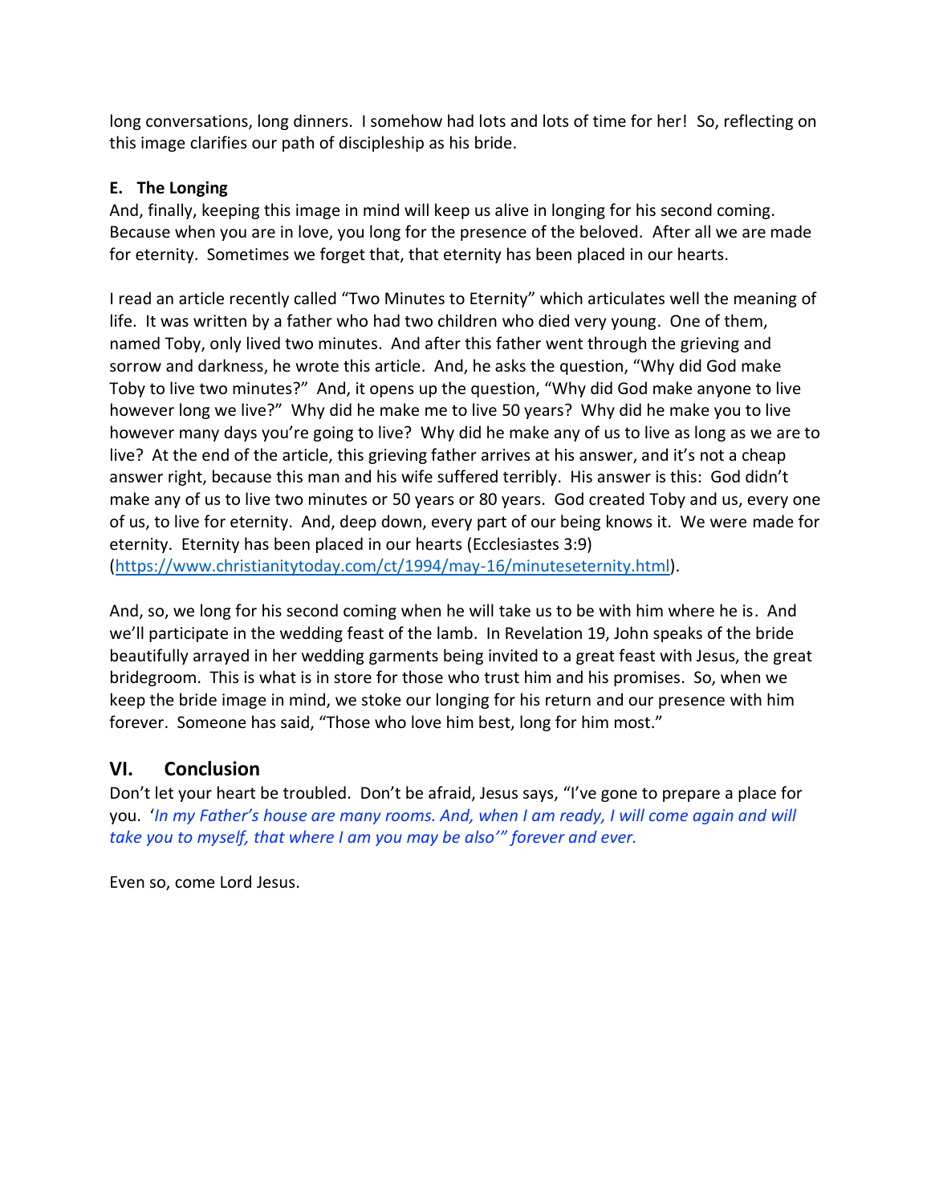long conversations, long dinners. I somehow had lots and lots of time for her! So, reflecting on this image clarifies our path of discipleship as his bride.

**E. The Longing**

And, finally, keeping this image in mind will keep us alive in longing for his second coming. Because when you are in love, you long for the presence of the beloved. After all we are made for eternity. Sometimes we forget that, that eternity has been placed in our hearts.

I read an article recently called "Two Minutes to Eternity" which articulates well the meaning of life. It was written by a father who had two children who died very young. One of them, named Toby, only lived two minutes. And after this father went through the grieving and sorrow and darkness, he wrote this article. And, he asks the question, "Why did God make Toby to live two minutes?" And, it opens up the question, "Why did God make anyone to live however long we live?" Why did he make me to live 50 years? Why did he make you to live however many days you're going to live? Why did he make any of us to live as long as we are to live? At the end of the article, this grieving father arrives at his answer, and it's not a cheap answer right, because this man and his wife suffered terribly. His answer is this: God didn't make any of us to live two minutes or 50 years or 80 years. God created Toby and us, every one of us, to live for eternity. And, deep down, every part of our being knows it. We were made for eternity. Eternity has been placed in our hearts (Ecclesiastes 3:9) ([https://www.christianitytoday.com/ct/1994/may-16/minuteseternity.html](https://www.christianitytoday.com/ct/1994/may-16/minuteseternity.html)).

And, so, we long for his second coming when he will take us to be with him where he is. And we'll participate in the wedding feast of the lamb. In Revelation 19, John speaks of the bride beautifully arrayed in her wedding garments being invited to a great feast with Jesus, the great bridegroom. This is what is in store for those who trust him and his promises. So, when we keep the bride image in mind, we stoke our longing for his return and our presence with him forever. Someone has said, "Those who love him best, long for him most."

## VI. Conclusion

Don't let your heart be troubled. Don't be afraid, Jesus says, "I've gone to prepare a place for you. '*In my Father's house are many rooms. And, when I am ready, I will come again and will take you to myself, that where I am you may be also'" forever and ever.*

Even so, come Lord Jesus.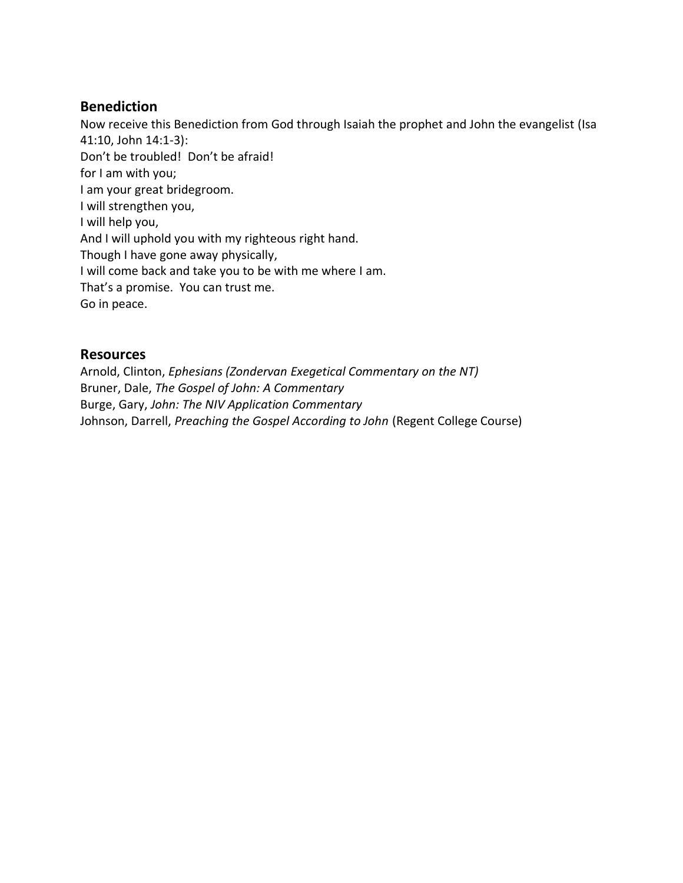## Benediction

Now receive this Benediction from God through Isaiah the prophet and John the evangelist (Isa 41:10, John 14:1-3):

Don't be troubled! Don't be afraid!  
for I am with you;  
I am your great bridegroom.  
I will strengthen you,  
I will help you,  
And I will uphold you with my righteous right hand.  
Though I have gone away physically,  
I will come back and take you to be with me where I am.  
That's a promise. You can trust me.  
Go in peace.

## Resources

Arnold, Clinton, *Ephesians (Zondervan Exegetical Commentary on the NT)*  
Bruner, Dale, *The Gospel of John: A Commentary*  
Burge, Gary, *John: The NIV Application Commentary*  
Johnson, Darrell, *Preaching the Gospel According to John* (Regent College Course)